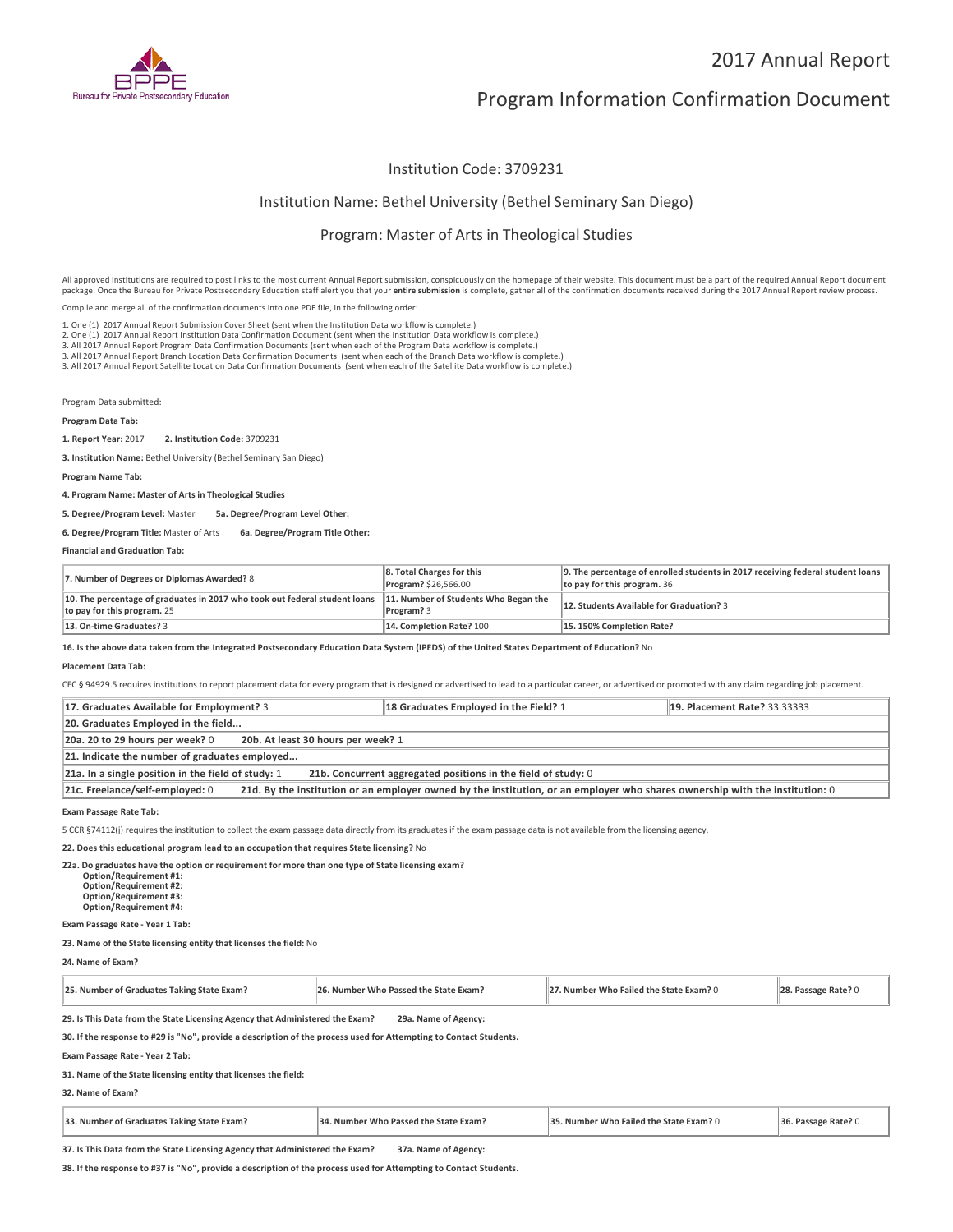2017 Annual Report

# Program Information Confirmation Document

Institution Code: 3709231

Institution Name: Bethel University (Bethel Seminary San Diego)

Program: Master of Arts in Theological Studies

All approved institutions are required to post links to the most current Annual Report submission, conspicuously on the homepage of their website. This document must be a part of the required Annual Report document package. Once the Bureau for Private Postsecondary Education staff alert you that your **entire submission** is complete, gather all of the confirmation documents received during the 2017 Annual Report review process.

Compile and merge all of the confirmation documents into one PDF file, in the following order:

1. One (1) 2017 Annual Report Submission Cover Sheet (sent when the Institution Data workflow is complete.)
2. One (1) 2017 Annual Report Institution Data Confirmation Document (sent when the Institution Data workflow is complete.)
3. All 2017 Annual Report Program Data Confirmation Documents (sent when each of the Program Data workflow is complete.)
3. All 2017 Annual Report Branch Location Data Confirmation Documents (sent when each of the Branch Data workflow is complete.)
3. All 2017 Annual Report Satellite Location Data Confirmation Documents (sent when each of the Satellite Data workflow is complete.)

---

Program Data submitted:

**Program Data Tab:**

**1. Report Year:** 2017 **2. Institution Code:** 3709231

**3. Institution Name:** Bethel University (Bethel Seminary San Diego)

**Program Name Tab:**

**4. Program Name: Master of Arts in Theological Studies**

**5. Degree/Program Level:** Master **5a. Degree/Program Level Other:**

**6. Degree/Program Title:** Master of Arts **6a. Degree/Program Title Other:**

**Financial and Graduation Tab:**

| | | |
|---|---|---|
| **7. Number of Degrees or Diplomas Awarded?** 8 | **8. Total Charges for this Program?** $26,566.00 | **9. The percentage of enrolled students in 2017 receiving federal student loans to pay for this program.** 36 |
| **10. The percentage of graduates in 2017 who took out federal student loans to pay for this program.** 25 | **11. Number of Students Who Began the Program?** 3 | **12. Students Available for Graduation?** 3 |
| **13. On-time Graduates?** 3 | **14. Completion Rate?** 100 | **15. 150% Completion Rate?** |

**16. Is the above data taken from the Integrated Postsecondary Education Data System (IPEDS) of the United States Department of Education?** No

**Placement Data Tab:**

CEC § 94929.5 requires institutions to report placement data for every program that is designed or advertised to lead to a particular career, or advertised or promoted with any claim regarding job placement.

| | | |
|---|---|---|
| **17. Graduates Available for Employment?** 3 | **18 Graduates Employed in the Field?** 1 | **19. Placement Rate?** 33.33333 |
| **20. Graduates Employed in the field...** | | |
| **20a. 20 to 29 hours per week?** 0 **20b. At least 30 hours per week?** 1 | | |
| **21. Indicate the number of graduates employed...** | | |
| **21a. In a single position in the field of study:** 1 **21b. Concurrent aggregated positions in the field of study:** 0 | | |
| **21c. Freelance/self-employed:** 0 **21d. By the institution or an employer owned by the institution, or an employer who shares ownership with the institution:** 0 | | |

**Exam Passage Rate Tab:**

5 CCR §74112(j) requires the institution to collect the exam passage data directly from its graduates if the exam passage data is not available from the licensing agency.

**22. Does this educational program lead to an occupation that requires State licensing?** No

**22a. Do graduates have the option or requirement for more than one type of State licensing exam?**
**Option/Requirement #1:**
**Option/Requirement #2:**
**Option/Requirement #3:**
**Option/Requirement #4:**

**Exam Passage Rate - Year 1 Tab:**

**23. Name of the State licensing entity that licenses the field:** No

**24. Name of Exam?**

| | | | |
|---|---|---|---|
| **25. Number of Graduates Taking State Exam?** | **26. Number Who Passed the State Exam?** | **27. Number Who Failed the State Exam?** 0 | **28. Passage Rate?** 0 |

**29. Is This Data from the State Licensing Agency that Administered the Exam?** **29a. Name of Agency:**

**30. If the response to #29 is "No", provide a description of the process used for Attempting to Contact Students.**

**Exam Passage Rate - Year 2 Tab:**

**31. Name of the State licensing entity that licenses the field:**

**32. Name of Exam?**

| | | | |
|---|---|---|---|
| **33. Number of Graduates Taking State Exam?** | **34. Number Who Passed the State Exam?** | **35. Number Who Failed the State Exam?** 0 | **36. Passage Rate?** 0 |

**37. Is This Data from the State Licensing Agency that Administered the Exam?** **37a. Name of Agency:**

**38. If the response to #37 is "No", provide a description of the process used for Attempting to Contact Students.**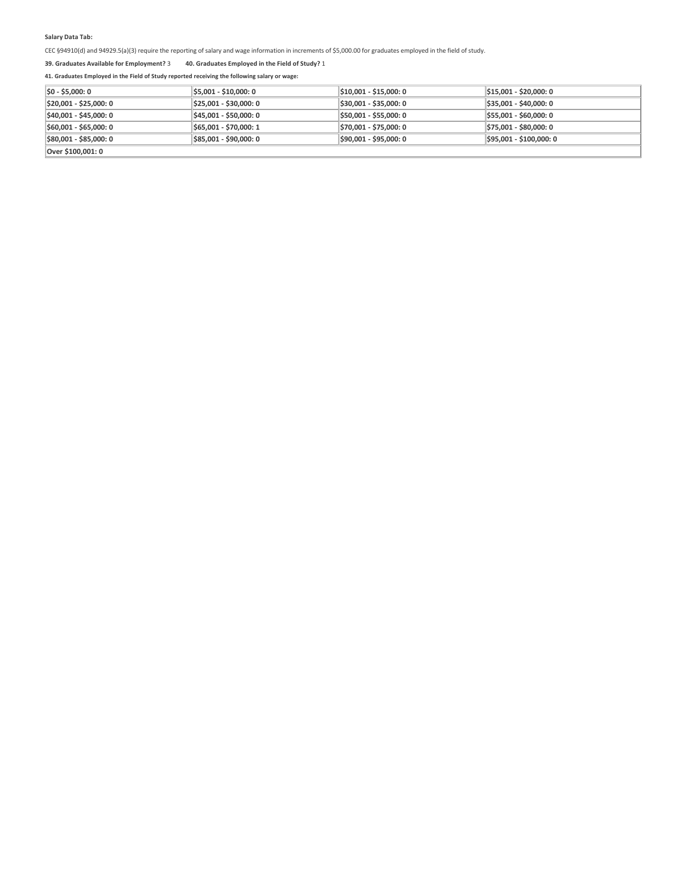**Salary Data Tab:**

CEC §94910(d) and 94929.5(a)(3) require the reporting of salary and wage information in increments of $5,000.00 for graduates employed in the field of study.

**39. Graduates Available for Employment?** 3 **40. Graduates Employed in the Field of Study?** 1

**41. Graduates Employed in the Field of Study reported receiving the following salary or wage:**

| | | | |
|---|---|---|---|
| **$0 - $5,000: 0** | **$5,001 - $10,000: 0** | **$10,001 - $15,000: 0** | **$15,001 - $20,000: 0** |
| **$20,001 - $25,000: 0** | **$25,001 - $30,000: 0** | **$30,001 - $35,000: 0** | **$35,001 - $40,000: 0** |
| **$40,001 - $45,000: 0** | **$45,001 - $50,000: 0** | **$50,001 - $55,000: 0** | **$55,001 - $60,000: 0** |
| **$60,001 - $65,000: 0** | **$65,001 - $70,000: 1** | **$70,001 - $75,000: 0** | **$75,001 - $80,000: 0** |
| **$80,001 - $85,000: 0** | **$85,001 - $90,000: 0** | **$90,001 - $95,000: 0** | **$95,001 - $100,000: 0** |
| **Over $100,001: 0** | | | |